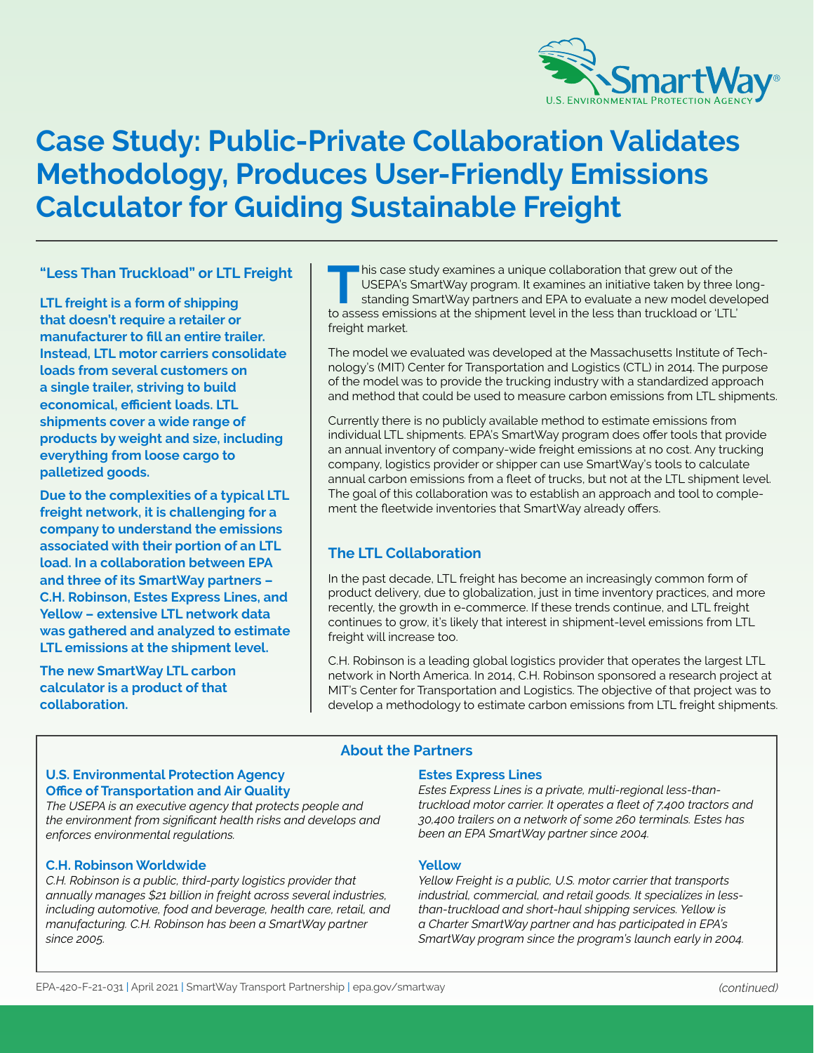# Case Study: Public-Private Collaboration Validates Methodology, Produces User-Friendly Emissions Calculator for Guiding Sustainable Freight

### "Less Than Truckload" or LTL Freight

**LTL freight is a form of shipping that doesn't require a retailer or manufacturer to fill an entire trailer. Instead, LTL motor carriers consolidate loads from several customers on a single trailer, striving to build economical, efficient loads. LTL shipments cover a wide range of products by weight and size, including everything from loose cargo to palletized goods.**

**Due to the complexities of a typical LTL freight network, it is challenging for a company to understand the emissions associated with their portion of an LTL load. In a collaboration between EPA and three of its SmartWay partners – C.H. Robinson, Estes Express Lines, and Yellow – extensive LTL network data was gathered and analyzed to estimate LTL emissions at the shipment level.**

**The new SmartWay LTL carbon calculator is a product of that collaboration.**

This case study examines a unique collaboration that grew out of the USEPA's SmartWay program. It examines an initiative taken by three long-standing SmartWay partners and EPA to evaluate a new model developed to assess emissions at the shipment level in the less than truckload or 'LTL' freight market.

The model we evaluated was developed at the Massachusetts Institute of Technology's (MIT) Center for Transportation and Logistics (CTL) in 2014. The purpose of the model was to provide the trucking industry with a standardized approach and method that could be used to measure carbon emissions from LTL shipments.

Currently there is no publicly available method to estimate emissions from individual LTL shipments. EPA's SmartWay program does offer tools that provide an annual inventory of company-wide freight emissions at no cost. Any trucking company, logistics provider or shipper can use SmartWay's tools to calculate annual carbon emissions from a fleet of trucks, but not at the LTL shipment level. The goal of this collaboration was to establish an approach and tool to complement the fleetwide inventories that SmartWay already offers.

## The LTL Collaboration

In the past decade, LTL freight has become an increasingly common form of product delivery, due to globalization, just in time inventory practices, and more recently, the growth in e-commerce. If these trends continue, and LTL freight continues to grow, it's likely that interest in shipment-level emissions from LTL freight will increase too.

C.H. Robinson is a leading global logistics provider that operates the largest LTL network in North America. In 2014, C.H. Robinson sponsored a research project at MIT's Center for Transportation and Logistics. The objective of that project was to develop a methodology to estimate carbon emissions from LTL freight shipments.

## About the Partners

### U.S. Environmental Protection Agency Office of Transportation and Air Quality

*The USEPA is an executive agency that protects people and the environment from significant health risks and develops and enforces environmental regulations.*

### C.H. Robinson Worldwide

*C.H. Robinson is a public, third-party logistics provider that annually manages $21 billion in freight across several industries, including automotive, food and beverage, health care, retail, and manufacturing. C.H. Robinson has been a SmartWay partner since 2005.*

### Estes Express Lines

*Estes Express Lines is a private, multi-regional less-than-truckload motor carrier. It operates a fleet of 7,400 tractors and 30,400 trailers on a network of some 260 terminals. Estes has been an EPA SmartWay partner since 2004.*

### Yellow

*Yellow Freight is a public, U.S. motor carrier that transports industrial, commercial, and retail goods. It specializes in less-than-truckload and short-haul shipping services. Yellow is a Charter SmartWay partner and has participated in EPA's SmartWay program since the program's launch early in 2004.*

EPA-420-F-21-031 | April 2021 | SmartWay Transport Partnership | epa.gov/smartway

*(continued)*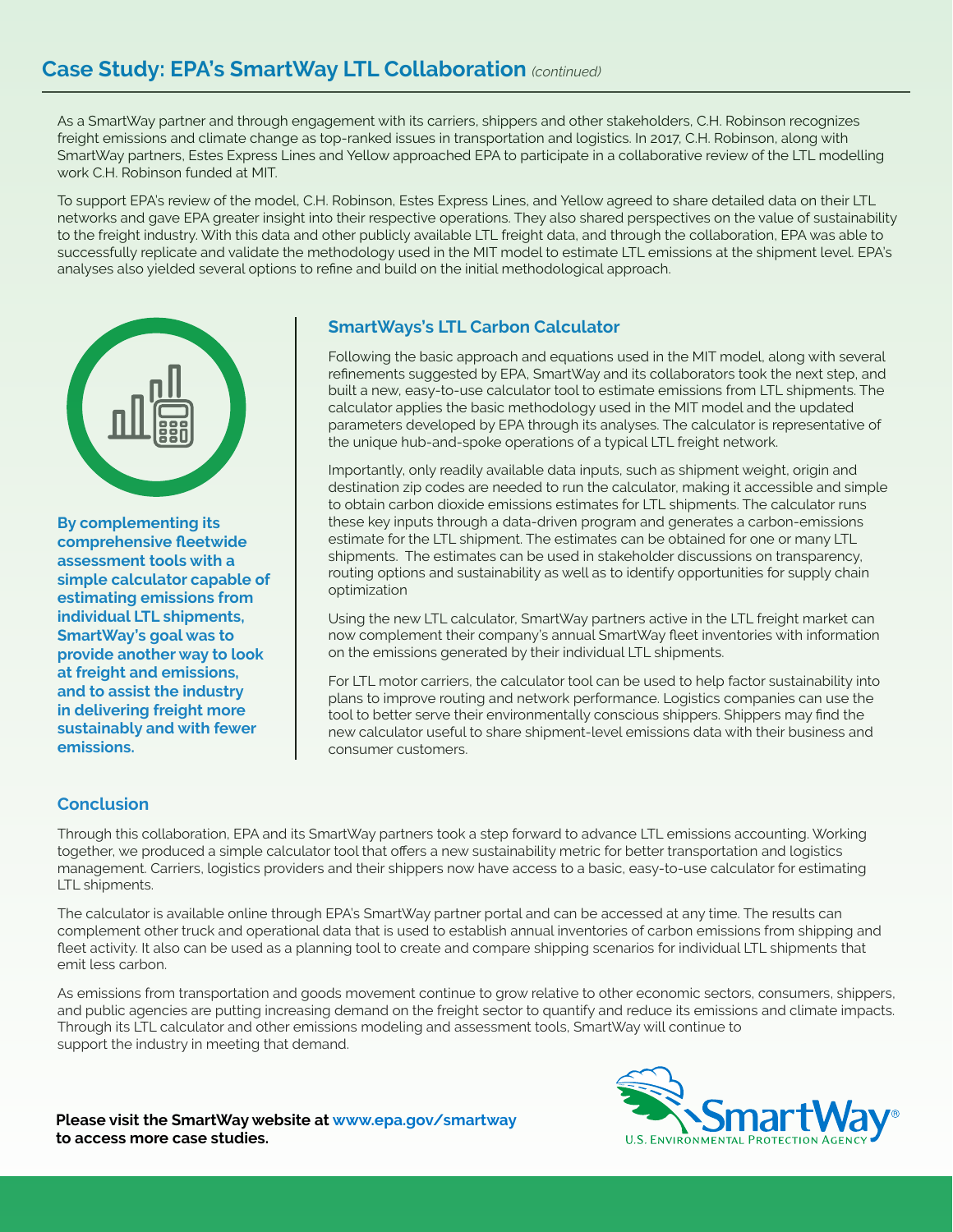## Case Study: EPA's SmartWay LTL Collaboration *(continued)*

As a SmartWay partner and through engagement with its carriers, shippers and other stakeholders, C.H. Robinson recognizes freight emissions and climate change as top-ranked issues in transportation and logistics. In 2017, C.H. Robinson, along with SmartWay partners, Estes Express Lines and Yellow approached EPA to participate in a collaborative review of the LTL modelling work C.H. Robinson funded at MIT.

To support EPA's review of the model, C.H. Robinson, Estes Express Lines, and Yellow agreed to share detailed data on their LTL networks and gave EPA greater insight into their respective operations. They also shared perspectives on the value of sustainability to the freight industry. With this data and other publicly available LTL freight data, and through the collaboration, EPA was able to successfully replicate and validate the methodology used in the MIT model to estimate LTL emissions at the shipment level. EPA's analyses also yielded several options to refine and build on the initial methodological approach.

**By complementing its comprehensive fleetwide assessment tools with a simple calculator capable of estimating emissions from individual LTL shipments, SmartWay's goal was to provide another way to look at freight and emissions, and to assist the industry in delivering freight more sustainably and with fewer emissions.**

### SmartWays's LTL Carbon Calculator

Following the basic approach and equations used in the MIT model, along with several refinements suggested by EPA, SmartWay and its collaborators took the next step, and built a new, easy-to-use calculator tool to estimate emissions from LTL shipments. The calculator applies the basic methodology used in the MIT model and the updated parameters developed by EPA through its analyses. The calculator is representative of the unique hub-and-spoke operations of a typical LTL freight network.

Importantly, only readily available data inputs, such as shipment weight, origin and destination zip codes are needed to run the calculator, making it accessible and simple to obtain carbon dioxide emissions estimates for LTL shipments. The calculator runs these key inputs through a data-driven program and generates a carbon-emissions estimate for the LTL shipment. The estimates can be obtained for one or many LTL shipments. The estimates can be used in stakeholder discussions on transparency, routing options and sustainability as well as to identify opportunities for supply chain optimization

Using the new LTL calculator, SmartWay partners active in the LTL freight market can now complement their company's annual SmartWay fleet inventories with information on the emissions generated by their individual LTL shipments.

For LTL motor carriers, the calculator tool can be used to help factor sustainability into plans to improve routing and network performance. Logistics companies can use the tool to better serve their environmentally conscious shippers. Shippers may find the new calculator useful to share shipment-level emissions data with their business and consumer customers.

### Conclusion

Through this collaboration, EPA and its SmartWay partners took a step forward to advance LTL emissions accounting. Working together, we produced a simple calculator tool that offers a new sustainability metric for better transportation and logistics management. Carriers, logistics providers and their shippers now have access to a basic, easy-to-use calculator for estimating LTL shipments.

The calculator is available online through EPA's SmartWay partner portal and can be accessed at any time. The results can complement other truck and operational data that is used to establish annual inventories of carbon emissions from shipping and fleet activity. It also can be used as a planning tool to create and compare shipping scenarios for individual LTL shipments that emit less carbon.

As emissions from transportation and goods movement continue to grow relative to other economic sectors, consumers, shippers, and public agencies are putting increasing demand on the freight sector to quantify and reduce its emissions and climate impacts. Through its LTL calculator and other emissions modeling and assessment tools, SmartWay will continue to support the industry in meeting that demand.

**Please visit the SmartWay website at www.epa.gov/smartway to access more case studies.**

SmartWay® U.S. Environmental Protection Agency